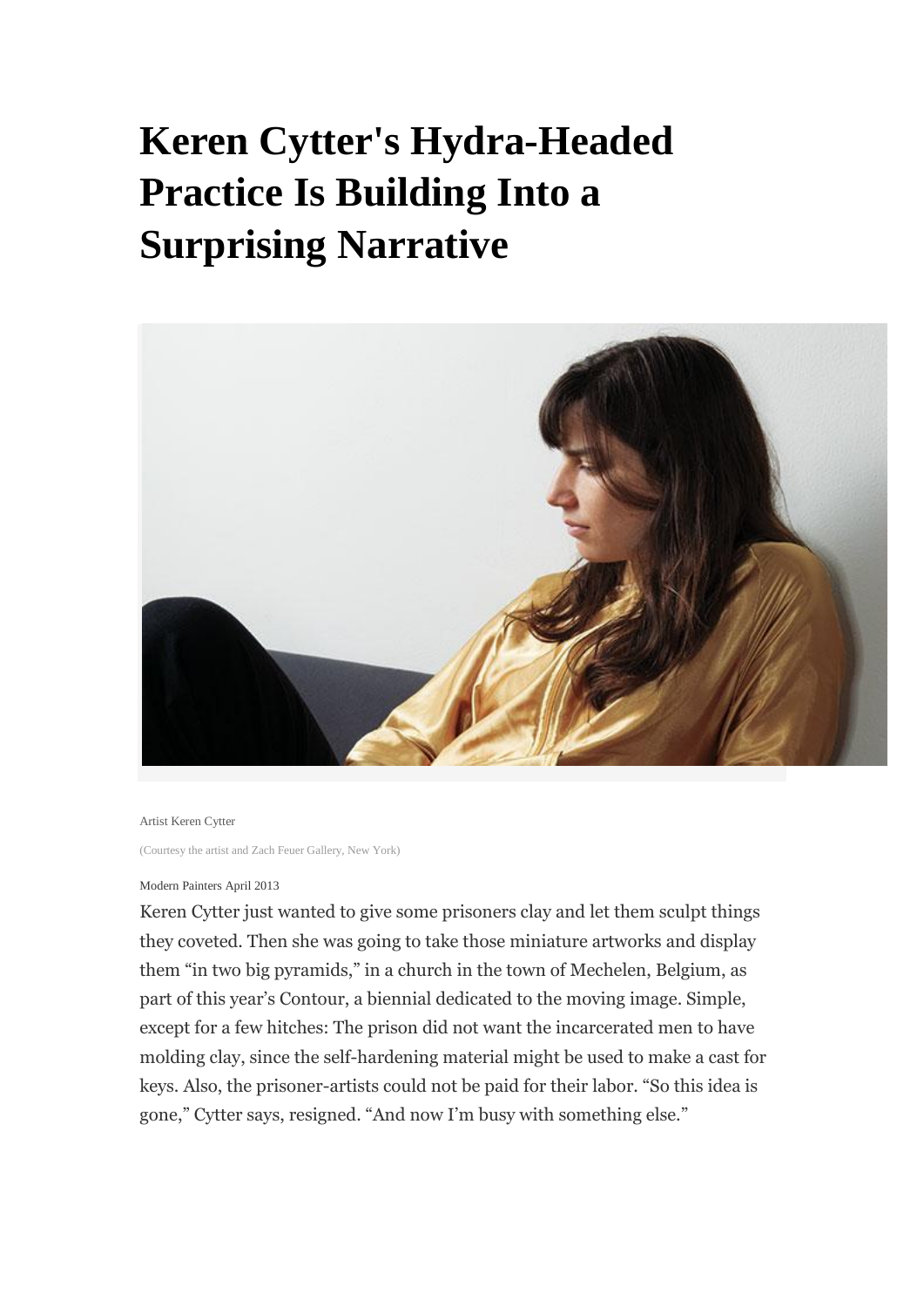# Keren Cytter's Hydra-Headed Practice Is Building Into a Surprising Narrative

Artist Keren Cytter

(Courtesy the artist and Zach Feuer Gallery, New York)

Modern Painters April 2013

Keren Cytter just wanted to give some prisoners clay and let them sculpt things they coveted. Then she was going to take those miniature artworks and display them "in two big pyramids," in a church in the town of Mechelen, Belgium, as part of this year's Contour, a biennial dedicated to the moving image. Simple, except for a few hitches: The prison did not want the incarcerated men to have molding clay, since the self-hardening material might be used to make a cast for keys. Also, the prisoner-artists could not be paid for their labor. "So this idea is gone," Cytter says, resigned. "And now I'm busy with something else."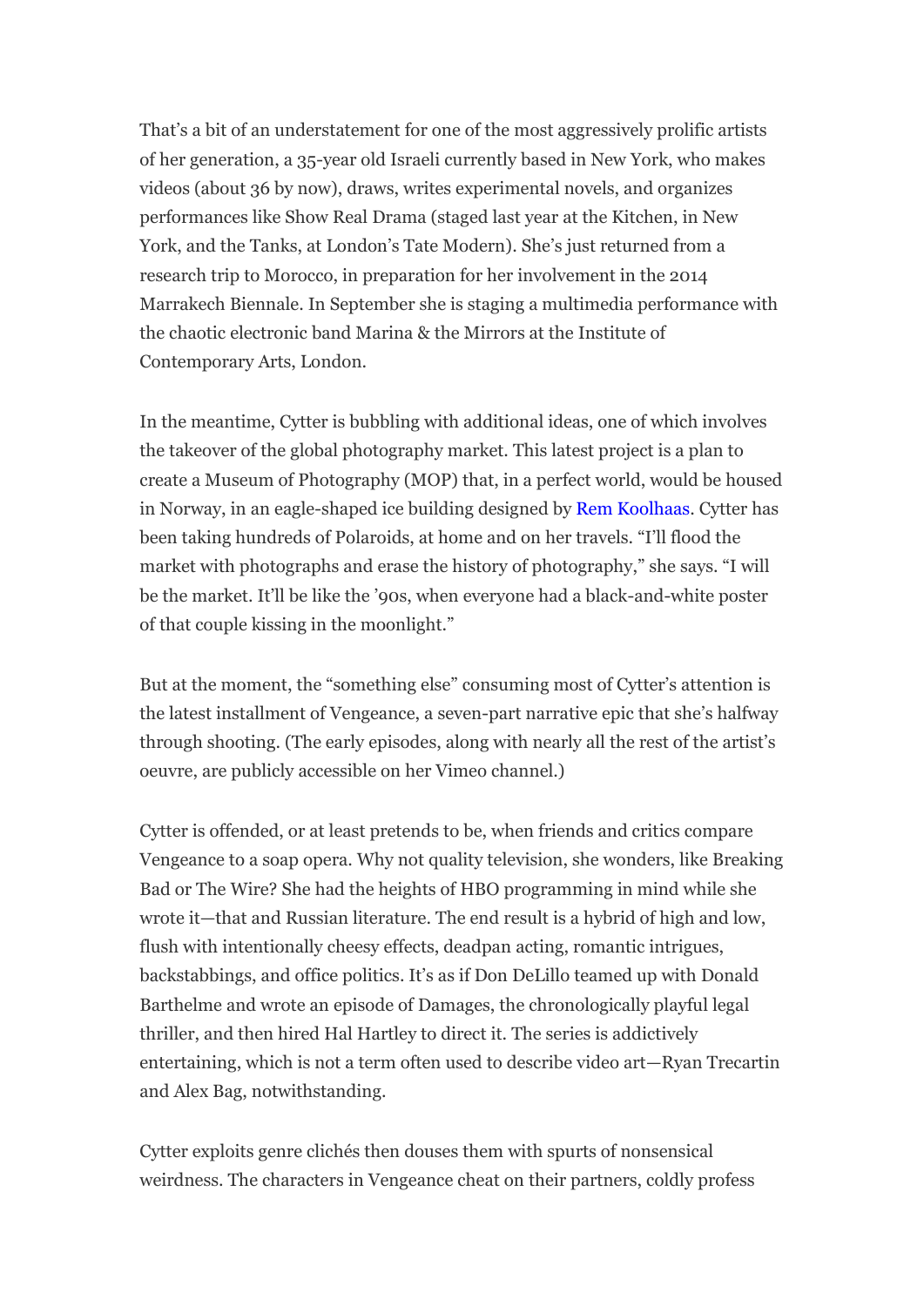That's a bit of an understatement for one of the most aggressively prolific artists of her generation, a 35-year old Israeli currently based in New York, who makes videos (about 36 by now), draws, writes experimental novels, and organizes performances like Show Real Drama (staged last year at the Kitchen, in New York, and the Tanks, at London's Tate Modern). She's just returned from a research trip to Morocco, in preparation for her involvement in the 2014 Marrakech Biennale. In September she is staging a multimedia performance with the chaotic electronic band Marina & the Mirrors at the Institute of Contemporary Arts, London.

In the meantime, Cytter is bubbling with additional ideas, one of which involves the takeover of the global photography market. This latest project is a plan to create a Museum of Photography (MOP) that, in a perfect world, would be housed in Norway, in an eagle-shaped ice building designed by Rem Koolhaas. Cytter has been taking hundreds of Polaroids, at home and on her travels. "I'll flood the market with photographs and erase the history of photography," she says. "I will be the market. It'll be like the '90s, when everyone had a black-and-white poster of that couple kissing in the moonlight."

But at the moment, the "something else" consuming most of Cytter's attention is the latest installment of Vengeance, a seven-part narrative epic that she's halfway through shooting. (The early episodes, along with nearly all the rest of the artist's oeuvre, are publicly accessible on her Vimeo channel.)

Cytter is offended, or at least pretends to be, when friends and critics compare Vengeance to a soap opera. Why not quality television, she wonders, like Breaking Bad or The Wire? She had the heights of HBO programming in mind while she wrote it—that and Russian literature. The end result is a hybrid of high and low, flush with intentionally cheesy effects, deadpan acting, romantic intrigues, backstabbings, and office politics. It's as if Don DeLillo teamed up with Donald Barthelme and wrote an episode of Damages, the chronologically playful legal thriller, and then hired Hal Hartley to direct it. The series is addictively entertaining, which is not a term often used to describe video art—Ryan Trecartin and Alex Bag, notwithstanding.

Cytter exploits genre clichés then douses them with spurts of nonsensical weirdness. The characters in Vengeance cheat on their partners, coldly profess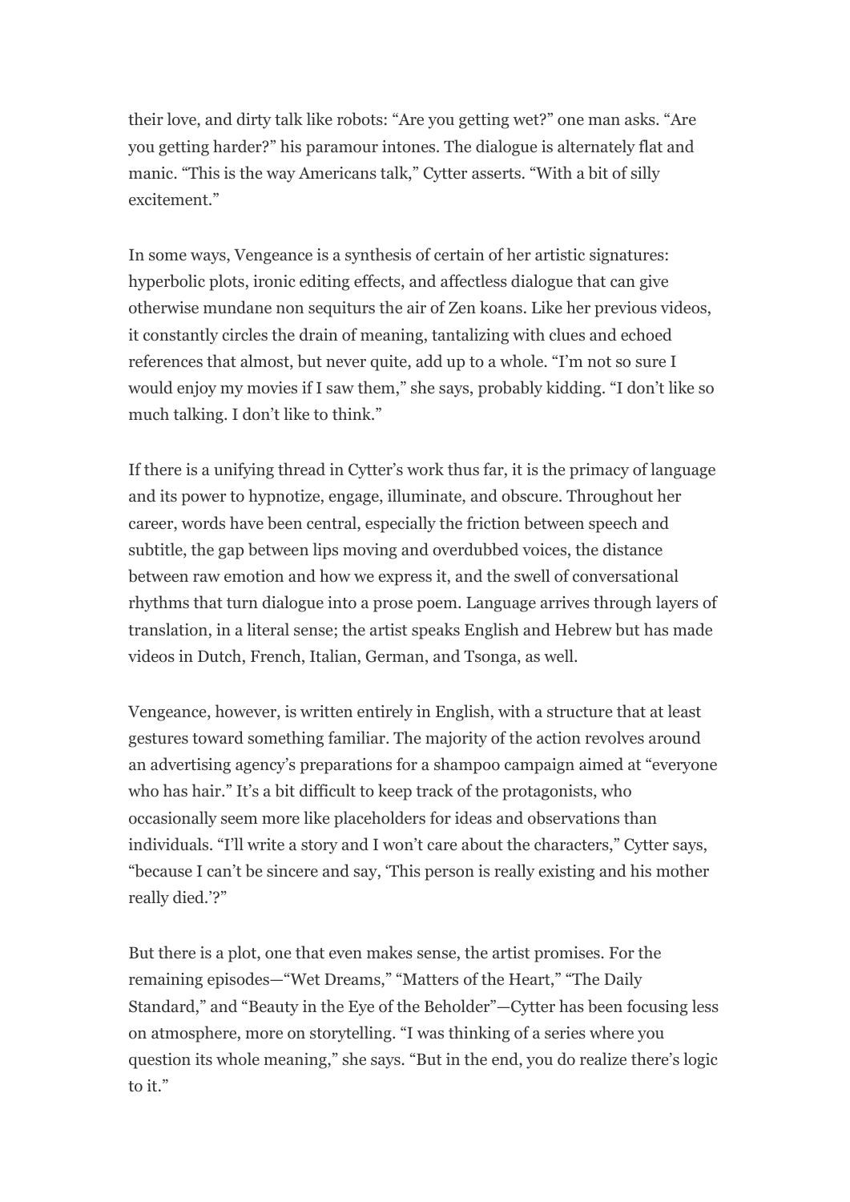their love, and dirty talk like robots: “Are you getting wet?” one man asks. “Are you getting harder?” his paramour intones. The dialogue is alternately flat and manic. “This is the way Americans talk,” Cytter asserts. “With a bit of silly excitement.”

In some ways, Vengeance is a synthesis of certain of her artistic signatures: hyperbolic plots, ironic editing effects, and affectless dialogue that can give otherwise mundane non sequiturs the air of Zen koans. Like her previous videos, it constantly circles the drain of meaning, tantalizing with clues and echoed references that almost, but never quite, add up to a whole. “I’m not so sure I would enjoy my movies if I saw them,” she says, probably kidding. “I don’t like so much talking. I don’t like to think.”

If there is a unifying thread in Cytter’s work thus far, it is the primacy of language and its power to hypnotize, engage, illuminate, and obscure. Throughout her career, words have been central, especially the friction between speech and subtitle, the gap between lips moving and overdubbed voices, the distance between raw emotion and how we express it, and the swell of conversational rhythms that turn dialogue into a prose poem. Language arrives through layers of translation, in a literal sense; the artist speaks English and Hebrew but has made videos in Dutch, French, Italian, German, and Tsonga, as well.

Vengeance, however, is written entirely in English, with a structure that at least gestures toward something familiar. The majority of the action revolves around an advertising agency’s preparations for a shampoo campaign aimed at “everyone who has hair.” It’s a bit difficult to keep track of the protagonists, who occasionally seem more like placeholders for ideas and observations than individuals. “I’ll write a story and I won’t care about the characters,” Cytter says, “because I can’t be sincere and say, ‘This person is really existing and his mother really died.’?”

But there is a plot, one that even makes sense, the artist promises. For the remaining episodes—“Wet Dreams,” “Matters of the Heart,” “The Daily Standard,” and “Beauty in the Eye of the Beholder”—Cytter has been focusing less on atmosphere, more on storytelling. “I was thinking of a series where you question its whole meaning,” she says. “But in the end, you do realize there’s logic to it.”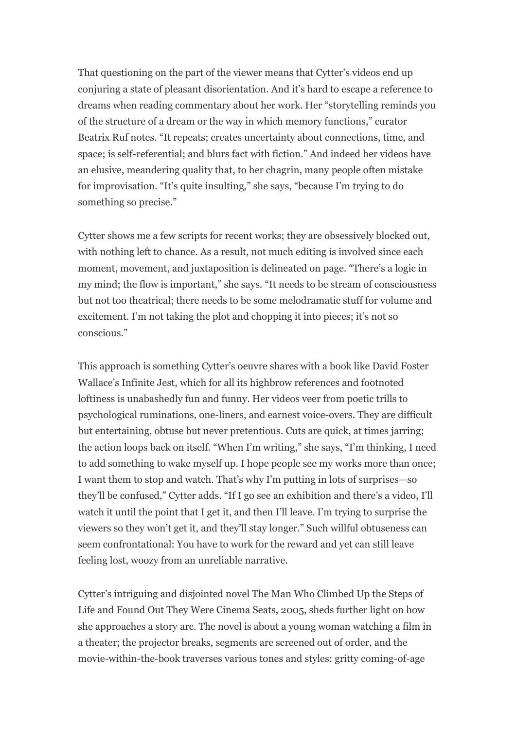That questioning on the part of the viewer means that Cytter's videos end up conjuring a state of pleasant disorientation. And it's hard to escape a reference to dreams when reading commentary about her work. Her "storytelling reminds you of the structure of a dream or the way in which memory functions," curator Beatrix Ruf notes. "It repeats; creates uncertainty about connections, time, and space; is self-referential; and blurs fact with fiction." And indeed her videos have an elusive, meandering quality that, to her chagrin, many people often mistake for improvisation. "It's quite insulting," she says, "because I'm trying to do something so precise."

Cytter shows me a few scripts for recent works; they are obsessively blocked out, with nothing left to chance. As a result, not much editing is involved since each moment, movement, and juxtaposition is delineated on page. "There's a logic in my mind; the flow is important," she says. "It needs to be stream of consciousness but not too theatrical; there needs to be some melodramatic stuff for volume and excitement. I'm not taking the plot and chopping it into pieces; it's not so conscious."

This approach is something Cytter's oeuvre shares with a book like David Foster Wallace's Infinite Jest, which for all its highbrow references and footnoted loftiness is unabashedly fun and funny. Her videos veer from poetic trills to psychological ruminations, one-liners, and earnest voice-overs. They are difficult but entertaining, obtuse but never pretentious. Cuts are quick, at times jarring; the action loops back on itself. "When I'm writing," she says, "I'm thinking, I need to add something to wake myself up. I hope people see my works more than once; I want them to stop and watch. That's why I'm putting in lots of surprises—so they'll be confused," Cytter adds. "If I go see an exhibition and there's a video, I'll watch it until the point that I get it, and then I'll leave. I'm trying to surprise the viewers so they won't get it, and they'll stay longer." Such willful obtuseness can seem confrontational: You have to work for the reward and yet can still leave feeling lost, woozy from an unreliable narrative.

Cytter's intriguing and disjointed novel The Man Who Climbed Up the Steps of Life and Found Out They Were Cinema Seats, 2005, sheds further light on how she approaches a story arc. The novel is about a young woman watching a film in a theater; the projector breaks, segments are screened out of order, and the movie-within-the-book traverses various tones and styles: gritty coming-of-age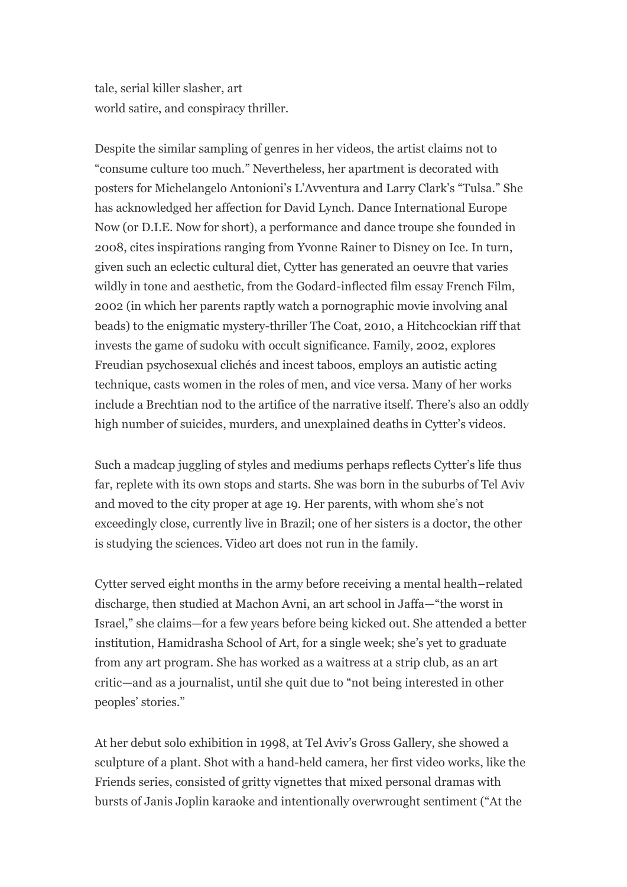tale, serial killer slasher, art
world satire, and conspiracy thriller.

Despite the similar sampling of genres in her videos, the artist claims not to "consume culture too much." Nevertheless, her apartment is decorated with posters for Michelangelo Antonioni's L'Avventura and Larry Clark's "Tulsa." She has acknowledged her affection for David Lynch. Dance International Europe Now (or D.I.E. Now for short), a performance and dance troupe she founded in 2008, cites inspirations ranging from Yvonne Rainer to Disney on Ice. In turn, given such an eclectic cultural diet, Cytter has generated an oeuvre that varies wildly in tone and aesthetic, from the Godard-inflected film essay French Film, 2002 (in which her parents raptly watch a pornographic movie involving anal beads) to the enigmatic mystery-thriller The Coat, 2010, a Hitchcockian riff that invests the game of sudoku with occult significance. Family, 2002, explores Freudian psychosexual clichés and incest taboos, employs an autistic acting technique, casts women in the roles of men, and vice versa. Many of her works include a Brechtian nod to the artifice of the narrative itself. There's also an oddly high number of suicides, murders, and unexplained deaths in Cytter's videos.

Such a madcap juggling of styles and mediums perhaps reflects Cytter's life thus far, replete with its own stops and starts. She was born in the suburbs of Tel Aviv and moved to the city proper at age 19. Her parents, with whom she's not exceedingly close, currently live in Brazil; one of her sisters is a doctor, the other is studying the sciences. Video art does not run in the family.

Cytter served eight months in the army before receiving a mental health–related discharge, then studied at Machon Avni, an art school in Jaffa—"the worst in Israel," she claims—for a few years before being kicked out. She attended a better institution, Hamidrasha School of Art, for a single week; she's yet to graduate from any art program. She has worked as a waitress at a strip club, as an art critic—and as a journalist, until she quit due to "not being interested in other peoples' stories."

At her debut solo exhibition in 1998, at Tel Aviv's Gross Gallery, she showed a sculpture of a plant. Shot with a hand-held camera, her first video works, like the Friends series, consisted of gritty vignettes that mixed personal dramas with bursts of Janis Joplin karaoke and intentionally overwrought sentiment ("At the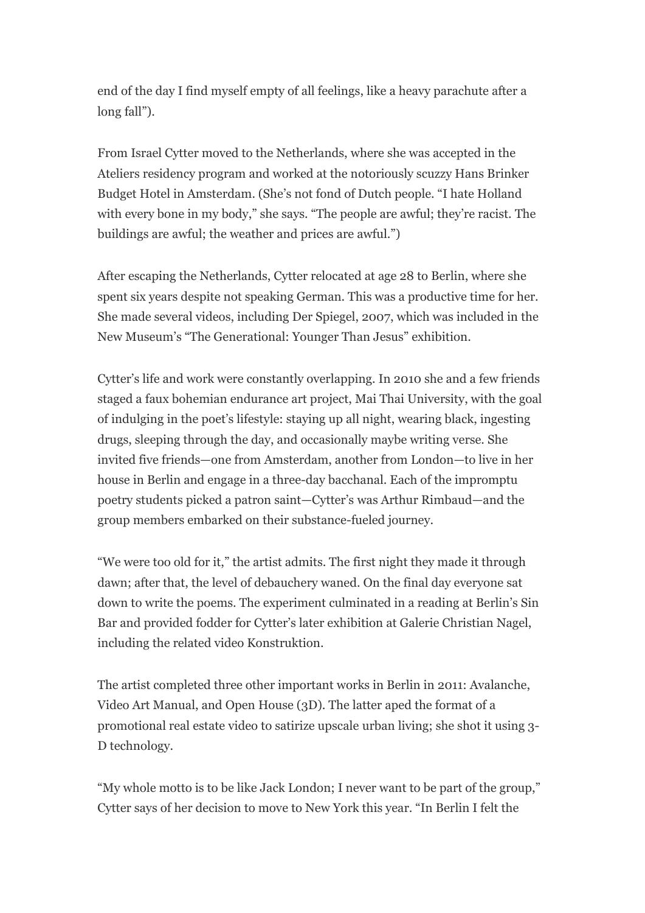end of the day I find myself empty of all feelings, like a heavy parachute after a long fall").

From Israel Cytter moved to the Netherlands, where she was accepted in the Ateliers residency program and worked at the notoriously scuzzy Hans Brinker Budget Hotel in Amsterdam. (She's not fond of Dutch people. "I hate Holland with every bone in my body," she says. "The people are awful; they're racist. The buildings are awful; the weather and prices are awful.")

After escaping the Netherlands, Cytter relocated at age 28 to Berlin, where she spent six years despite not speaking German. This was a productive time for her. She made several videos, including Der Spiegel, 2007, which was included in the New Museum's "The Generational: Younger Than Jesus" exhibition.

Cytter's life and work were constantly overlapping. In 2010 she and a few friends staged a faux bohemian endurance art project, Mai Thai University, with the goal of indulging in the poet's lifestyle: staying up all night, wearing black, ingesting drugs, sleeping through the day, and occasionally maybe writing verse. She invited five friends—one from Amsterdam, another from London—to live in her house in Berlin and engage in a three-day bacchanal. Each of the impromptu poetry students picked a patron saint—Cytter's was Arthur Rimbaud—and the group members embarked on their substance-fueled journey.

"We were too old for it," the artist admits. The first night they made it through dawn; after that, the level of debauchery waned. On the final day everyone sat down to write the poems. The experiment culminated in a reading at Berlin's Sin Bar and provided fodder for Cytter's later exhibition at Galerie Christian Nagel, including the related video Konstruktion.

The artist completed three other important works in Berlin in 2011: Avalanche, Video Art Manual, and Open House (3D). The latter aped the format of a promotional real estate video to satirize upscale urban living; she shot it using 3-D technology.

"My whole motto is to be like Jack London; I never want to be part of the group," Cytter says of her decision to move to New York this year. "In Berlin I felt the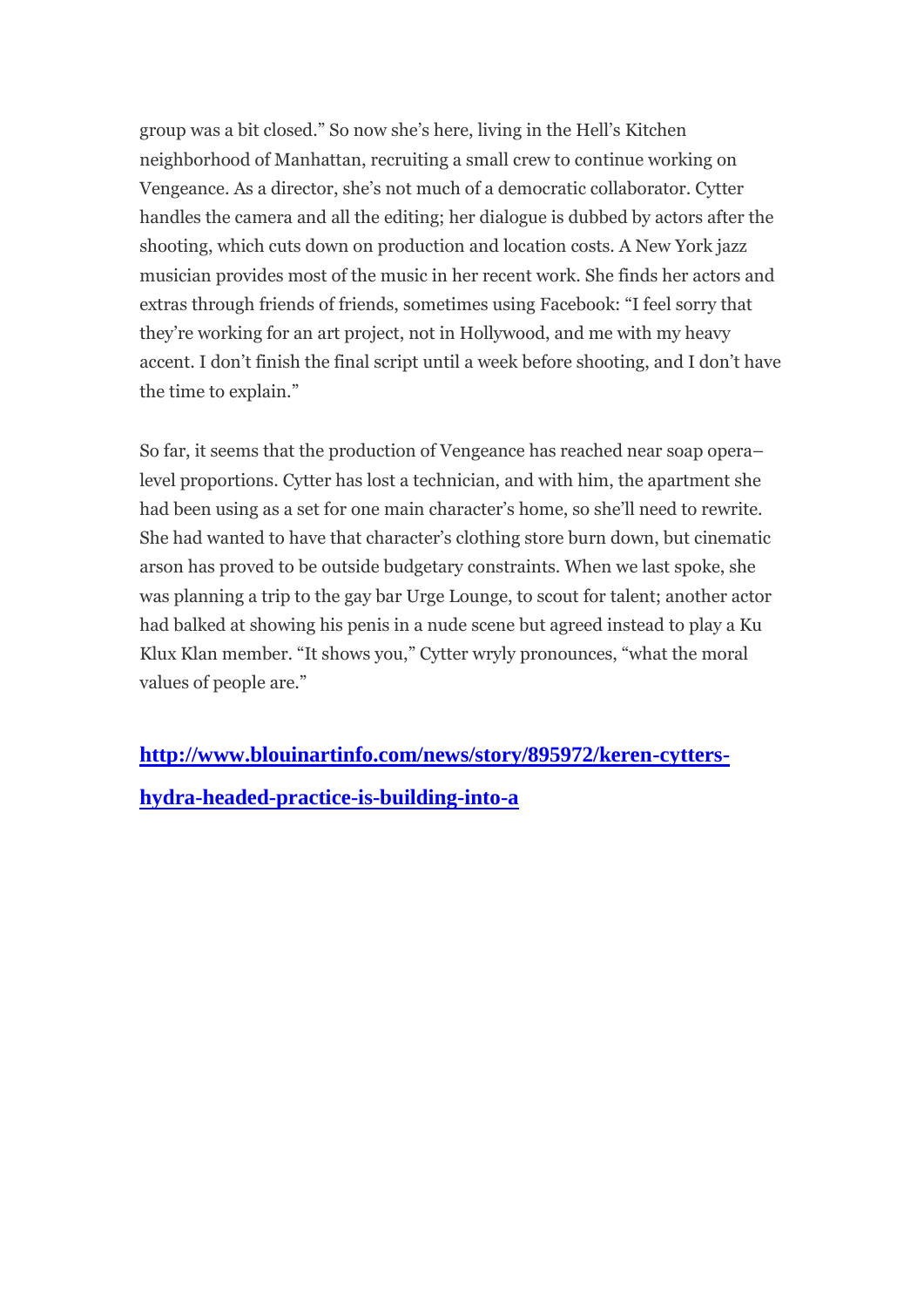group was a bit closed." So now she's here, living in the Hell's Kitchen neighborhood of Manhattan, recruiting a small crew to continue working on Vengeance. As a director, she's not much of a democratic collaborator. Cytter handles the camera and all the editing; her dialogue is dubbed by actors after the shooting, which cuts down on production and location costs. A New York jazz musician provides most of the music in her recent work. She finds her actors and extras through friends of friends, sometimes using Facebook: "I feel sorry that they're working for an art project, not in Hollywood, and me with my heavy accent. I don't finish the final script until a week before shooting, and I don't have the time to explain."

So far, it seems that the production of Vengeance has reached near soap opera–level proportions. Cytter has lost a technician, and with him, the apartment she had been using as a set for one main character's home, so she'll need to rewrite. She had wanted to have that character's clothing store burn down, but cinematic arson has proved to be outside budgetary constraints. When we last spoke, she was planning a trip to the gay bar Urge Lounge, to scout for talent; another actor had balked at showing his penis in a nude scene but agreed instead to play a Ku Klux Klan member. "It shows you," Cytter wryly pronounces, "what the moral values of people are."

**[http://www.blouinartinfo.com/news/story/895972/keren-cytters-hydra-headed-practice-is-building-into-a](http://www.blouinartinfo.com/news/story/895972/keren-cytters-hydra-headed-practice-is-building-into-a)**